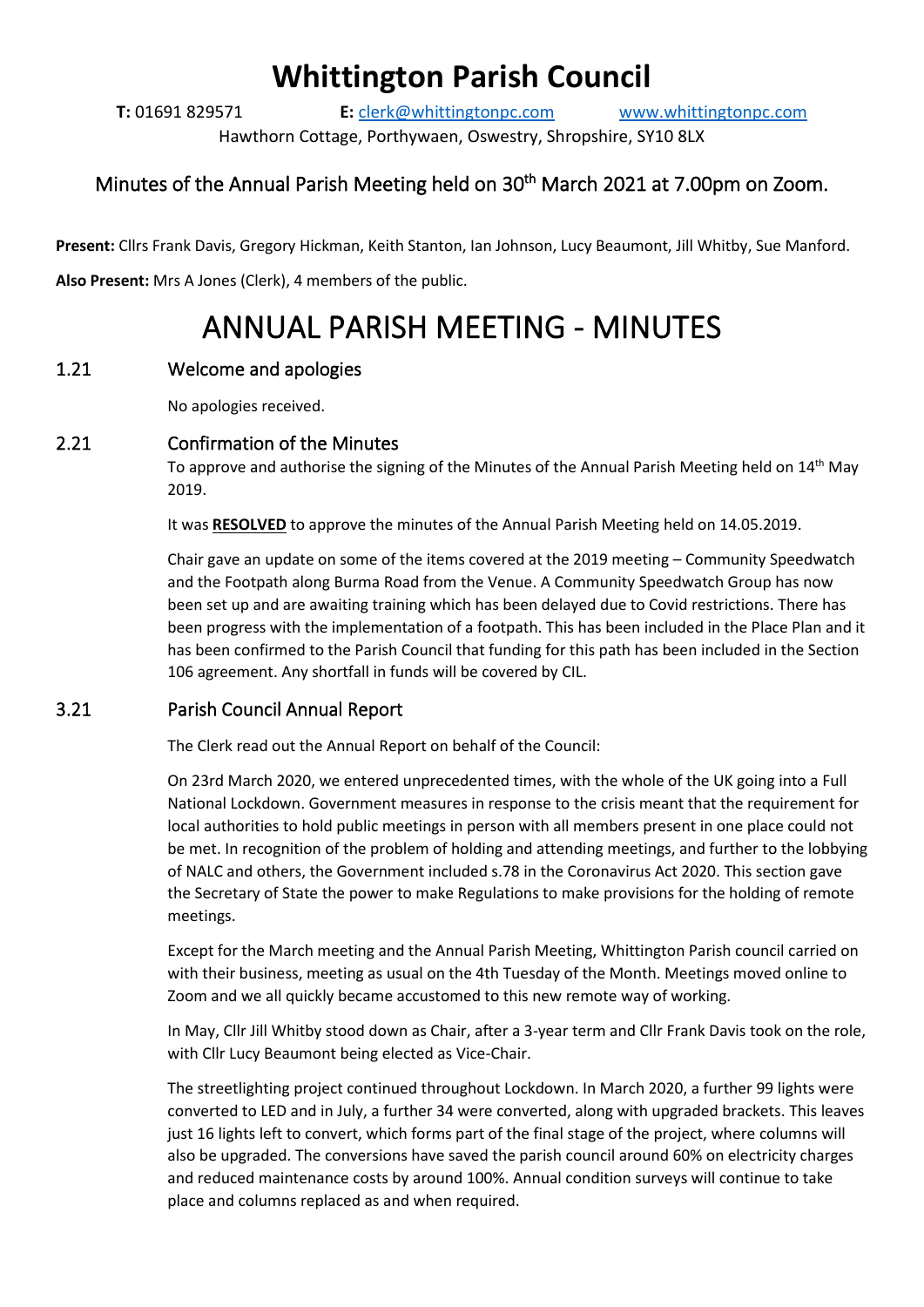# Whittington Parish Council

**T:** 01691 829571 **E:** clerk@whittingtonpc.com www.whittingtonpc.com

Hawthorn Cottage, Porthywaen, Oswestry, Shropshire, SY10 8LX

## Minutes of the Annual Parish Meeting held on 30th March 2021 at 7.00pm on Zoom.

**Present:** Cllrs Frank Davis, Gregory Hickman, Keith Stanton, Ian Johnson, Lucy Beaumont, Jill Whitby, Sue Manford.

**Also Present:** Mrs A Jones (Clerk), 4 members of the public.

# ANNUAL PARISH MEETING - MINUTES

### 1.21 Welcome and apologies

No apologies received.

### 2.21 Confirmation of the Minutes

To approve and authorise the signing of the Minutes of the Annual Parish Meeting held on 14th May 2019.

It was **RESOLVED** to approve the minutes of the Annual Parish Meeting held on 14.05.2019.

Chair gave an update on some of the items covered at the 2019 meeting – Community Speedwatch and the Footpath along Burma Road from the Venue. A Community Speedwatch Group has now been set up and are awaiting training which has been delayed due to Covid restrictions. There has been progress with the implementation of a footpath. This has been included in the Place Plan and it has been confirmed to the Parish Council that funding for this path has been included in the Section 106 agreement. Any shortfall in funds will be covered by CIL.

### 3.21 Parish Council Annual Report

The Clerk read out the Annual Report on behalf of the Council:

On 23rd March 2020, we entered unprecedented times, with the whole of the UK going into a Full National Lockdown. Government measures in response to the crisis meant that the requirement for local authorities to hold public meetings in person with all members present in one place could not be met. In recognition of the problem of holding and attending meetings, and further to the lobbying of NALC and others, the Government included s.78 in the Coronavirus Act 2020. This section gave the Secretary of State the power to make Regulations to make provisions for the holding of remote meetings.

Except for the March meeting and the Annual Parish Meeting, Whittington Parish council carried on with their business, meeting as usual on the 4th Tuesday of the Month. Meetings moved online to Zoom and we all quickly became accustomed to this new remote way of working.

In May, Cllr Jill Whitby stood down as Chair, after a 3-year term and Cllr Frank Davis took on the role, with Cllr Lucy Beaumont being elected as Vice-Chair.

The streetlighting project continued throughout Lockdown. In March 2020, a further 99 lights were converted to LED and in July, a further 34 were converted, along with upgraded brackets. This leaves just 16 lights left to convert, which forms part of the final stage of the project, where columns will also be upgraded. The conversions have saved the parish council around 60% on electricity charges and reduced maintenance costs by around 100%. Annual condition surveys will continue to take place and columns replaced as and when required.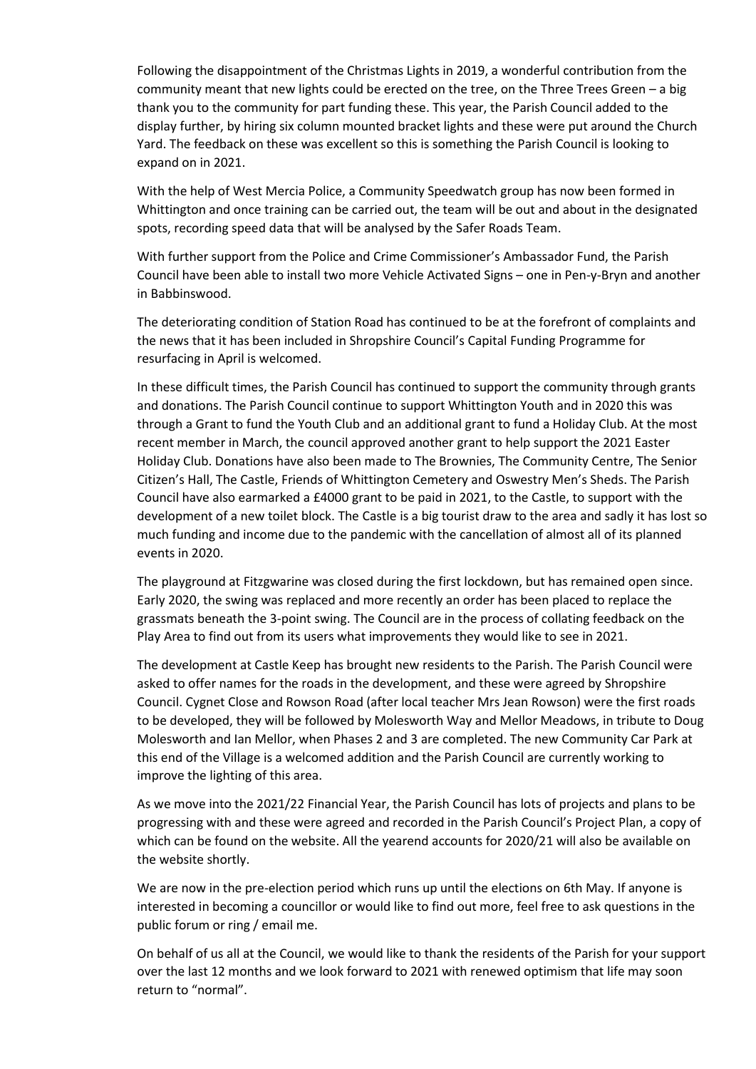Following the disappointment of the Christmas Lights in 2019, a wonderful contribution from the community meant that new lights could be erected on the tree, on the Three Trees Green – a big thank you to the community for part funding these. This year, the Parish Council added to the display further, by hiring six column mounted bracket lights and these were put around the Church Yard. The feedback on these was excellent so this is something the Parish Council is looking to expand on in 2021.

With the help of West Mercia Police, a Community Speedwatch group has now been formed in Whittington and once training can be carried out, the team will be out and about in the designated spots, recording speed data that will be analysed by the Safer Roads Team.

With further support from the Police and Crime Commissioner's Ambassador Fund, the Parish Council have been able to install two more Vehicle Activated Signs – one in Pen-y-Bryn and another in Babbinswood.

The deteriorating condition of Station Road has continued to be at the forefront of complaints and the news that it has been included in Shropshire Council's Capital Funding Programme for resurfacing in April is welcomed.

In these difficult times, the Parish Council has continued to support the community through grants and donations. The Parish Council continue to support Whittington Youth and in 2020 this was through a Grant to fund the Youth Club and an additional grant to fund a Holiday Club. At the most recent member in March, the council approved another grant to help support the 2021 Easter Holiday Club. Donations have also been made to The Brownies, The Community Centre, The Senior Citizen's Hall, The Castle, Friends of Whittington Cemetery and Oswestry Men's Sheds. The Parish Council have also earmarked a £4000 grant to be paid in 2021, to the Castle, to support with the development of a new toilet block. The Castle is a big tourist draw to the area and sadly it has lost so much funding and income due to the pandemic with the cancellation of almost all of its planned events in 2020.

The playground at Fitzgwarine was closed during the first lockdown, but has remained open since. Early 2020, the swing was replaced and more recently an order has been placed to replace the grassmats beneath the 3-point swing. The Council are in the process of collating feedback on the Play Area to find out from its users what improvements they would like to see in 2021.

The development at Castle Keep has brought new residents to the Parish. The Parish Council were asked to offer names for the roads in the development, and these were agreed by Shropshire Council. Cygnet Close and Rowson Road (after local teacher Mrs Jean Rowson) were the first roads to be developed, they will be followed by Molesworth Way and Mellor Meadows, in tribute to Doug Molesworth and Ian Mellor, when Phases 2 and 3 are completed. The new Community Car Park at this end of the Village is a welcomed addition and the Parish Council are currently working to improve the lighting of this area.

As we move into the 2021/22 Financial Year, the Parish Council has lots of projects and plans to be progressing with and these were agreed and recorded in the Parish Council's Project Plan, a copy of which can be found on the website. All the yearend accounts for 2020/21 will also be available on the website shortly.

We are now in the pre-election period which runs up until the elections on 6th May. If anyone is interested in becoming a councillor or would like to find out more, feel free to ask questions in the public forum or ring / email me.

On behalf of us all at the Council, we would like to thank the residents of the Parish for your support over the last 12 months and we look forward to 2021 with renewed optimism that life may soon return to "normal".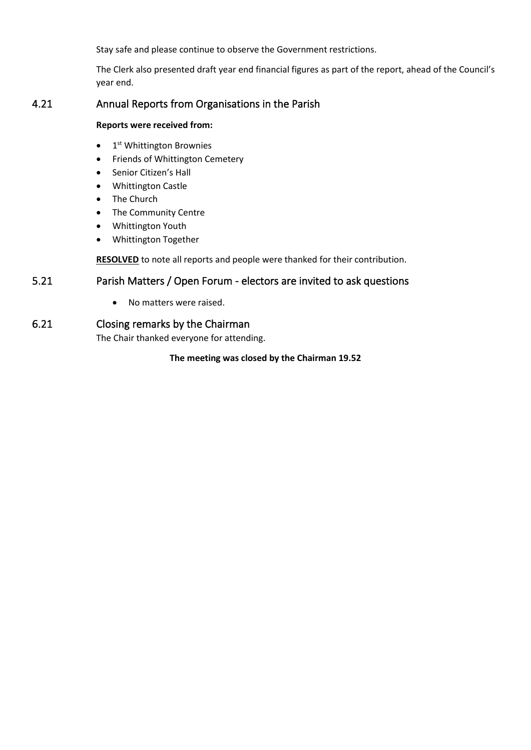Stay safe and please continue to observe the Government restrictions.

The Clerk also presented draft year end financial figures as part of the report, ahead of the Council's year end.

## 4.21 Annual Reports from Organisations in the Parish

**Reports were received from:**

- 1st Whittington Brownies
- Friends of Whittington Cemetery
- Senior Citizen's Hall
- Whittington Castle
- The Church
- The Community Centre
- Whittington Youth
- Whittington Together

**RESOLVED** to note all reports and people were thanked for their contribution.

## 5.21 Parish Matters / Open Forum - electors are invited to ask questions

- No matters were raised.

## 6.21 Closing remarks by the Chairman

The Chair thanked everyone for attending.

**The meeting was closed by the Chairman 19.52**